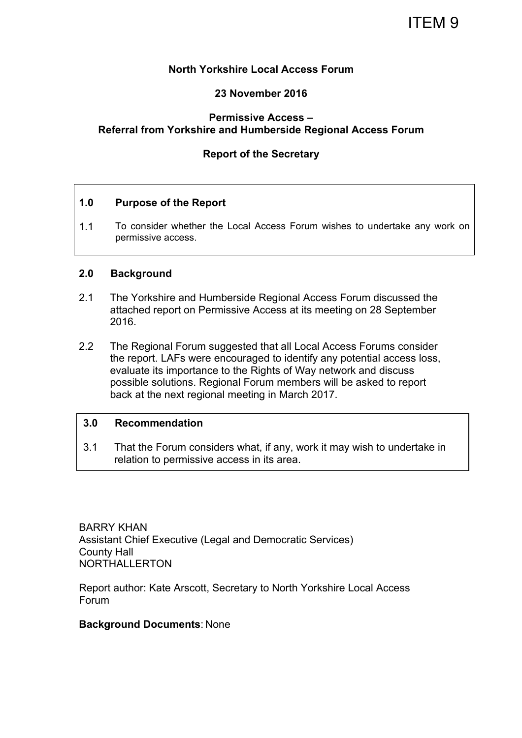ITEM 9

**North Yorkshire Local Access Forum**

**23 November 2016**

**Permissive Access –
Referral from Yorkshire and Humberside Regional Access Forum**

**Report of the Secretary**

## 1.0 Purpose of the Report

1.1 To consider whether the Local Access Forum wishes to undertake any work on permissive access.

## 2.0 Background

2.1 The Yorkshire and Humberside Regional Access Forum discussed the attached report on Permissive Access at its meeting on 28 September 2016.

2.2 The Regional Forum suggested that all Local Access Forums consider the report. LAFs were encouraged to identify any potential access loss, evaluate its importance to the Rights of Way network and discuss possible solutions. Regional Forum members will be asked to report back at the next regional meeting in March 2017.

## 3.0 Recommendation

3.1 That the Forum considers what, if any, work it may wish to undertake in relation to permissive access in its area.

BARRY KHAN
Assistant Chief Executive (Legal and Democratic Services)
County Hall
NORTHALLERTON

Report author: Kate Arscott, Secretary to North Yorkshire Local Access Forum

**Background Documents**: None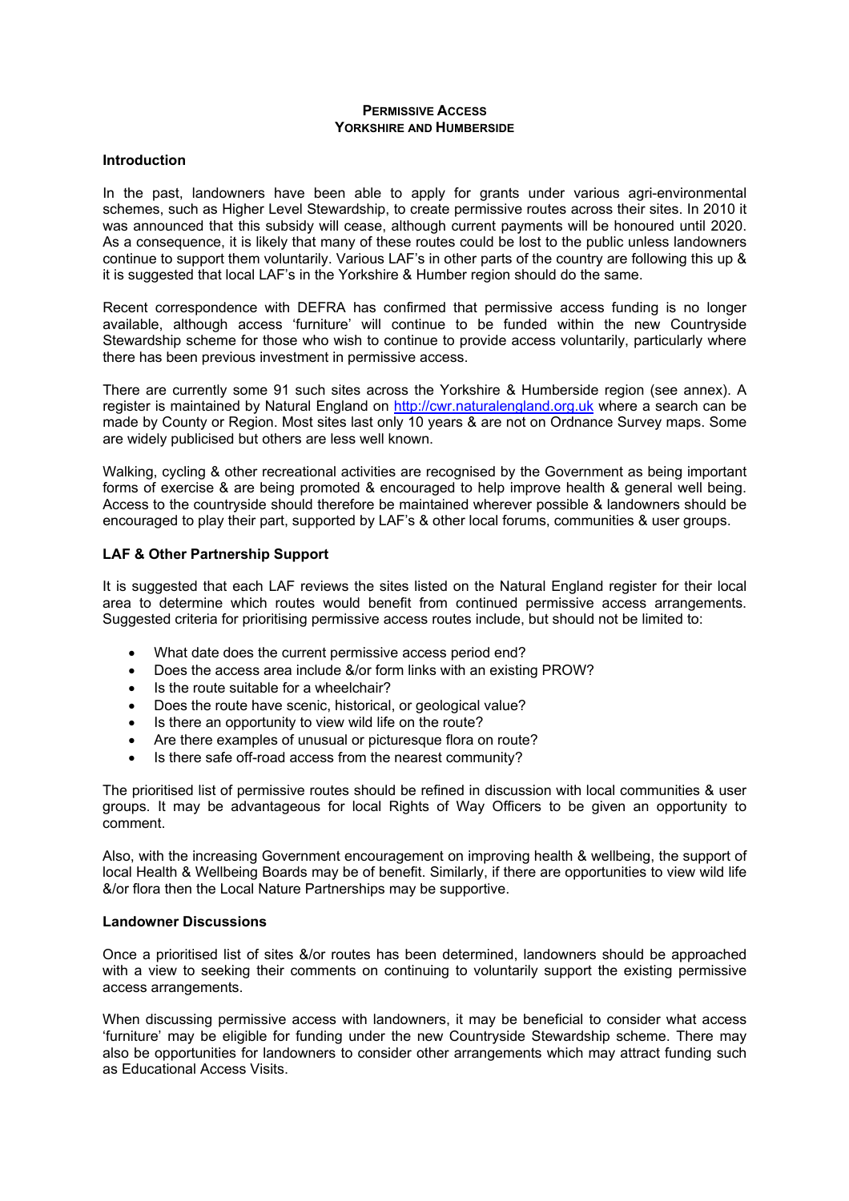# **Permissive Access Yorkshire and Humberside**

## **Introduction**

In the past, landowners have been able to apply for grants under various agri-environmental schemes, such as Higher Level Stewardship, to create permissive routes across their sites. In 2010 it was announced that this subsidy will cease, although current payments will be honoured until 2020. As a consequence, it is likely that many of these routes could be lost to the public unless landowners continue to support them voluntarily. Various LAF's in other parts of the country are following this up & it is suggested that local LAF's in the Yorkshire & Humber region should do the same.

Recent correspondence with DEFRA has confirmed that permissive access funding is no longer available, although access 'furniture' will continue to be funded within the new Countryside Stewardship scheme for those who wish to continue to provide access voluntarily, particularly where there has been previous investment in permissive access.

There are currently some 91 such sites across the Yorkshire & Humberside region (see annex). A register is maintained by Natural England on [http://cwr.naturalengland.org.uk](http://cwr.naturalengland.org.uk) where a search can be made by County or Region. Most sites last only 10 years & are not on Ordnance Survey maps. Some are widely publicised but others are less well known.

Walking, cycling & other recreational activities are recognised by the Government as being important forms of exercise & are being promoted & encouraged to help improve health & general well being. Access to the countryside should therefore be maintained wherever possible & landowners should be encouraged to play their part, supported by LAF's & other local forums, communities & user groups.

## **LAF & Other Partnership Support**

It is suggested that each LAF reviews the sites listed on the Natural England register for their local area to determine which routes would benefit from continued permissive access arrangements. Suggested criteria for prioritising permissive access routes include, but should not be limited to:

- What date does the current permissive access period end?
- Does the access area include &/or form links with an existing PROW?
- Is the route suitable for a wheelchair?
- Does the route have scenic, historical, or geological value?
- Is there an opportunity to view wild life on the route?
- Are there examples of unusual or picturesque flora on route?
- Is there safe off-road access from the nearest community?

The prioritised list of permissive routes should be refined in discussion with local communities & user groups. It may be advantageous for local Rights of Way Officers to be given an opportunity to comment.

Also, with the increasing Government encouragement on improving health & wellbeing, the support of local Health & Wellbeing Boards may be of benefit. Similarly, if there are opportunities to view wild life &/or flora then the Local Nature Partnerships may be supportive.

## **Landowner Discussions**

Once a prioritised list of sites &/or routes has been determined, landowners should be approached with a view to seeking their comments on continuing to voluntarily support the existing permissive access arrangements.

When discussing permissive access with landowners, it may be beneficial to consider what access 'furniture' may be eligible for funding under the new Countryside Stewardship scheme. There may also be opportunities for landowners to consider other arrangements which may attract funding such as Educational Access Visits.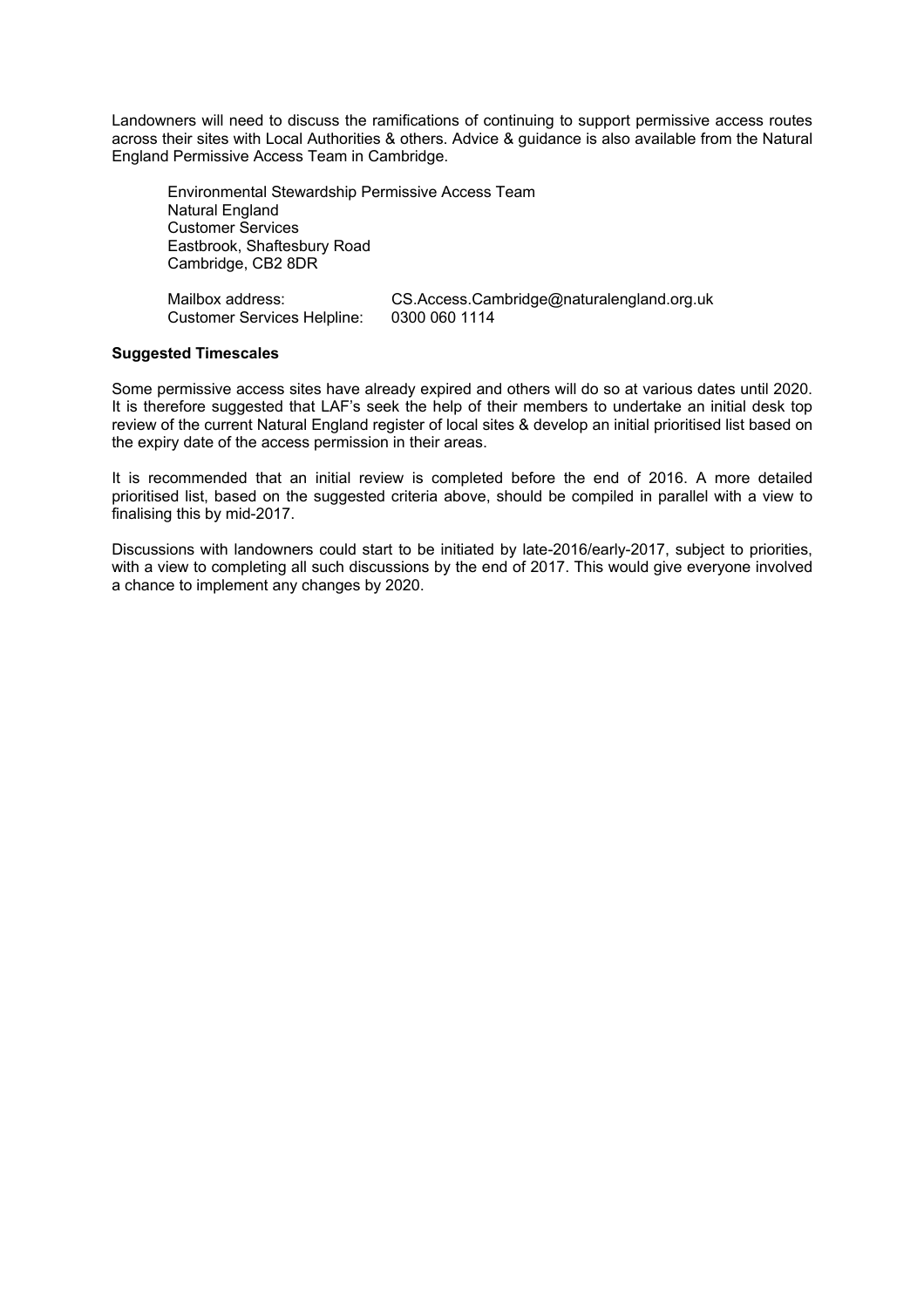Landowners will need to discuss the ramifications of continuing to support permissive access routes across their sites with Local Authorities & others. Advice & guidance is also available from the Natural England Permissive Access Team in Cambridge.

Environmental Stewardship Permissive Access Team
Natural England
Customer Services
Eastbrook, Shaftesbury Road
Cambridge, CB2 8DR

Mailbox address: CS.Access.Cambridge@naturalengland.org.uk
Customer Services Helpline: 0300 060 1114

**Suggested Timescales**

Some permissive access sites have already expired and others will do so at various dates until 2020. It is therefore suggested that LAF's seek the help of their members to undertake an initial desk top review of the current Natural England register of local sites & develop an initial prioritised list based on the expiry date of the access permission in their areas.

It is recommended that an initial review is completed before the end of 2016. A more detailed prioritised list, based on the suggested criteria above, should be compiled in parallel with a view to finalising this by mid-2017.

Discussions with landowners could start to be initiated by late-2016/early-2017, subject to priorities, with a view to completing all such discussions by the end of 2017. This would give everyone involved a chance to implement any changes by 2020.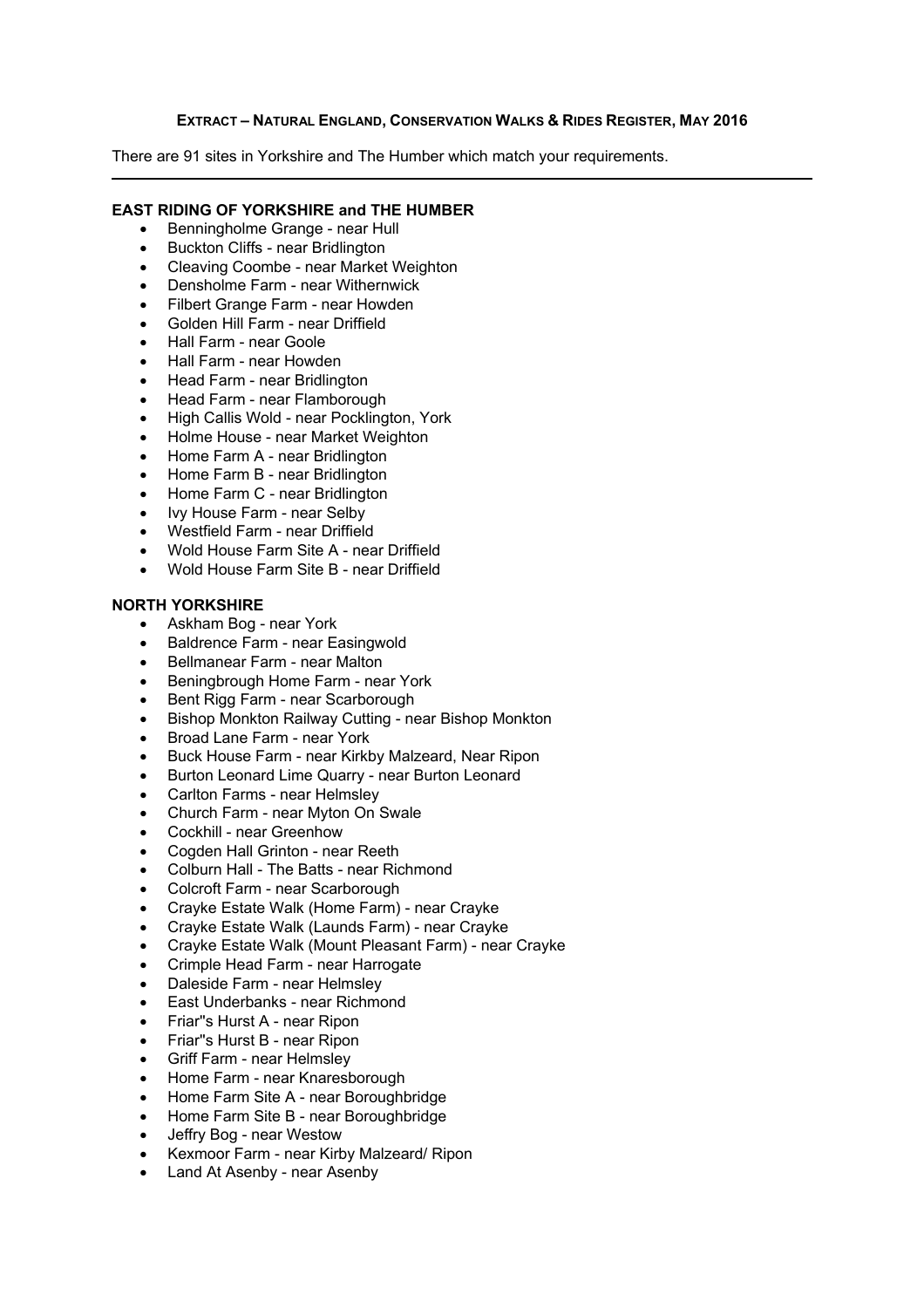**EXTRACT – NATURAL ENGLAND, CONSERVATION WALKS & RIDES REGISTER, MAY 2016**

There are 91 sites in Yorkshire and The Humber which match your requirements.

---

**EAST RIDING OF YORKSHIRE and THE HUMBER**

- Benningholme Grange - near Hull
- Buckton Cliffs - near Bridlington
- Cleaving Coombe - near Market Weighton
- Densholme Farm - near Withernwick
- Filbert Grange Farm - near Howden
- Golden Hill Farm - near Driffield
- Hall Farm - near Goole
- Hall Farm - near Howden
- Head Farm - near Bridlington
- Head Farm - near Flamborough
- High Callis Wold - near Pocklington, York
- Holme House - near Market Weighton
- Home Farm A - near Bridlington
- Home Farm B - near Bridlington
- Home Farm C - near Bridlington
- Ivy House Farm - near Selby
- Westfield Farm - near Driffield
- Wold House Farm Site A - near Driffield
- Wold House Farm Site B - near Driffield

**NORTH YORKSHIRE**

- Askham Bog - near York
- Baldrence Farm - near Easingwold
- Bellmanear Farm - near Malton
- Beningbrough Home Farm - near York
- Bent Rigg Farm - near Scarborough
- Bishop Monkton Railway Cutting - near Bishop Monkton
- Broad Lane Farm - near York
- Buck House Farm - near Kirkby Malzeard, Near Ripon
- Burton Leonard Lime Quarry - near Burton Leonard
- Carlton Farms - near Helmsley
- Church Farm - near Myton On Swale
- Cockhill - near Greenhow
- Cogden Hall Grinton - near Reeth
- Colburn Hall - The Batts - near Richmond
- Colcroft Farm - near Scarborough
- Crayke Estate Walk (Home Farm) - near Crayke
- Crayke Estate Walk (Launds Farm) - near Crayke
- Crayke Estate Walk (Mount Pleasant Farm) - near Crayke
- Crimple Head Farm - near Harrogate
- Daleside Farm - near Helmsley
- East Underbanks - near Richmond
- Friar''s Hurst A - near Ripon
- Friar''s Hurst B - near Ripon
- Griff Farm - near Helmsley
- Home Farm - near Knaresborough
- Home Farm Site A - near Boroughbridge
- Home Farm Site B - near Boroughbridge
- Jeffry Bog - near Westow
- Kexmoor Farm - near Kirby Malzeard/ Ripon
- Land At Asenby - near Asenby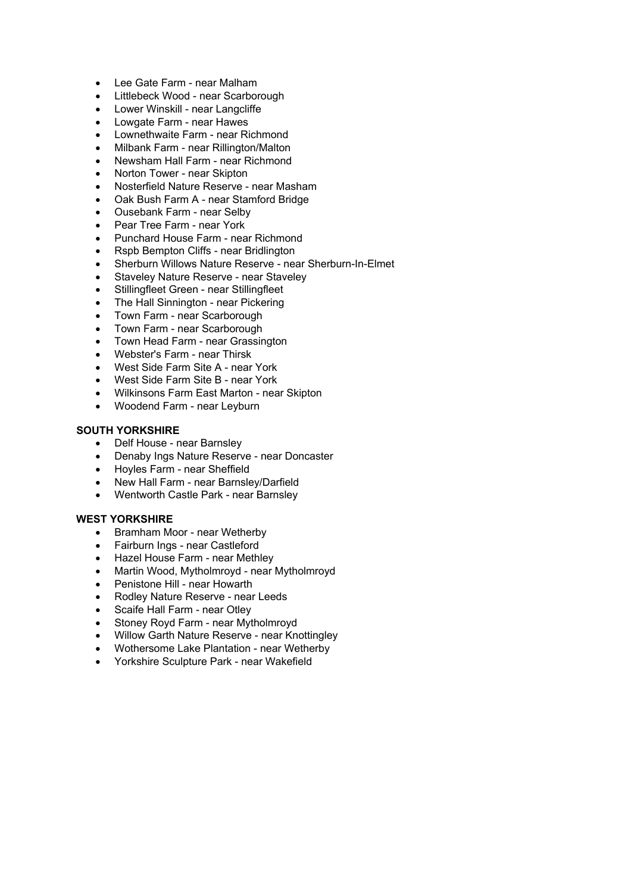- Lee Gate Farm - near Malham
- Littlebeck Wood - near Scarborough
- Lower Winskill - near Langcliffe
- Lowgate Farm - near Hawes
- Lownethwaite Farm - near Richmond
- Milbank Farm - near Rillington/Malton
- Newsham Hall Farm - near Richmond
- Norton Tower - near Skipton
- Nosterfield Nature Reserve - near Masham
- Oak Bush Farm A - near Stamford Bridge
- Ousebank Farm - near Selby
- Pear Tree Farm - near York
- Punchard House Farm - near Richmond
- Rspb Bempton Cliffs - near Bridlington
- Sherburn Willows Nature Reserve - near Sherburn-In-Elmet
- Staveley Nature Reserve - near Staveley
- Stillingfleet Green - near Stillingfleet
- The Hall Sinnington - near Pickering
- Town Farm - near Scarborough
- Town Farm - near Scarborough
- Town Head Farm - near Grassington
- Webster's Farm - near Thirsk
- West Side Farm Site A - near York
- West Side Farm Site B - near York
- Wilkinsons Farm East Marton - near Skipton
- Woodend Farm - near Leyburn

**SOUTH YORKSHIRE**

- Delf House - near Barnsley
- Denaby Ings Nature Reserve - near Doncaster
- Hoyles Farm - near Sheffield
- New Hall Farm - near Barnsley/Darfield
- Wentworth Castle Park - near Barnsley

**WEST YORKSHIRE**

- Bramham Moor - near Wetherby
- Fairburn Ings - near Castleford
- Hazel House Farm - near Methley
- Martin Wood, Mytholmroyd - near Mytholmroyd
- Penistone Hill - near Howarth
- Rodley Nature Reserve - near Leeds
- Scaife Hall Farm - near Otley
- Stoney Royd Farm - near Mytholmroyd
- Willow Garth Nature Reserve - near Knottingley
- Wothersome Lake Plantation - near Wetherby
- Yorkshire Sculpture Park - near Wakefield